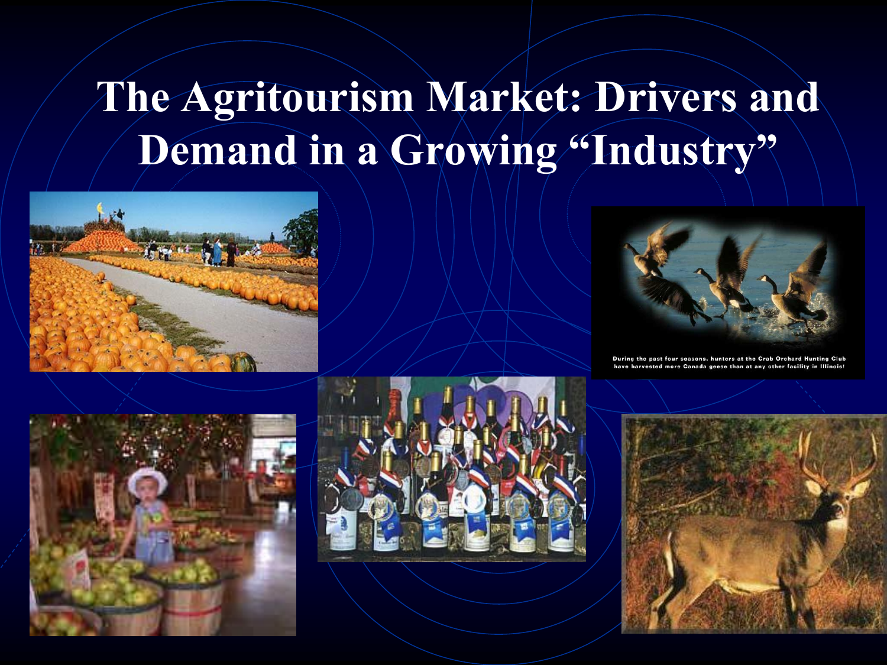# The Agritourism Market: Drivers and Demand in a Growing "Industry"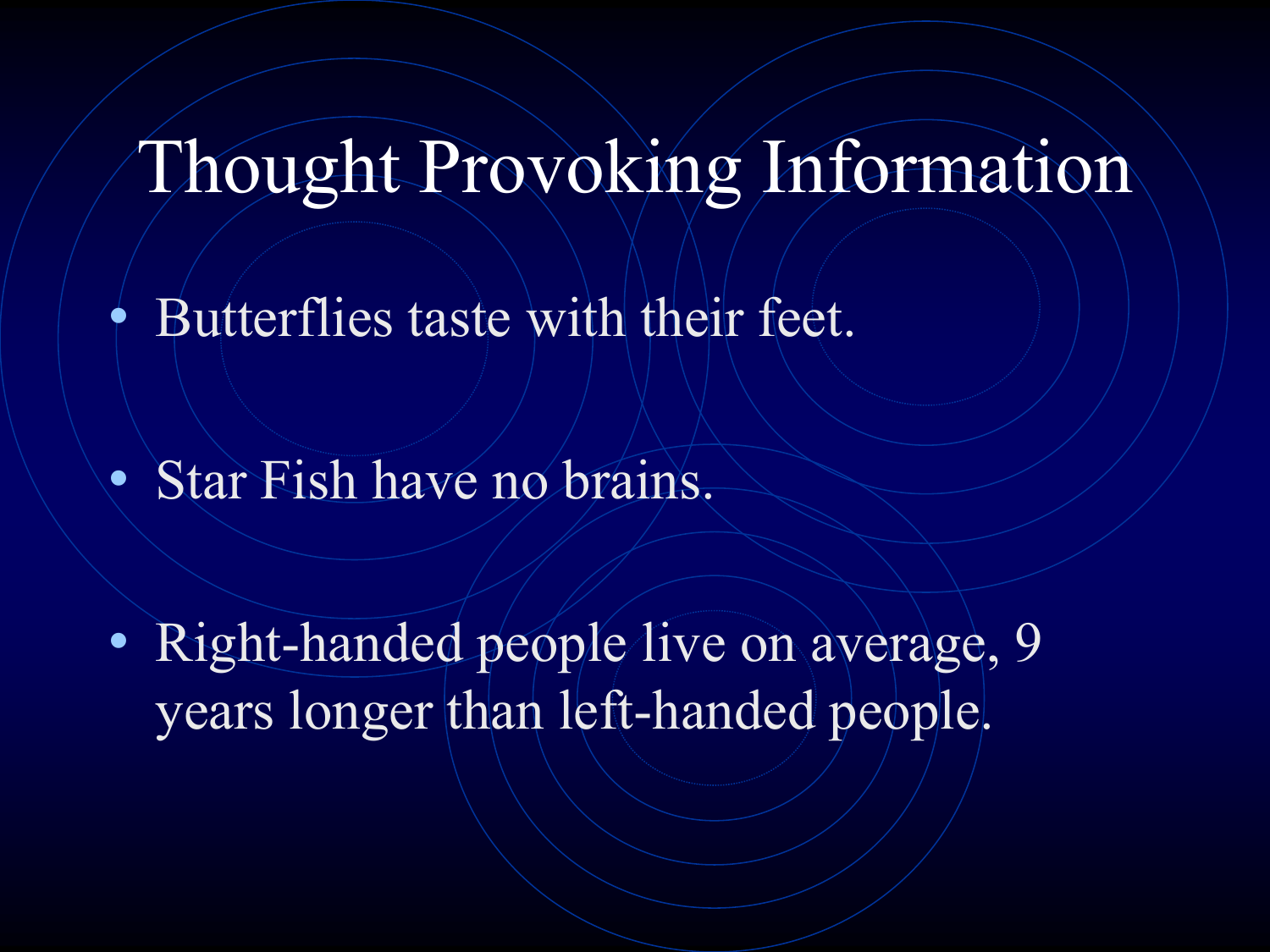# Thought Provoking Information

- Butterflies taste with their feet.
- Star Fish have no brains.
- Right-handed people live on average, 9 years longer than left-handed people.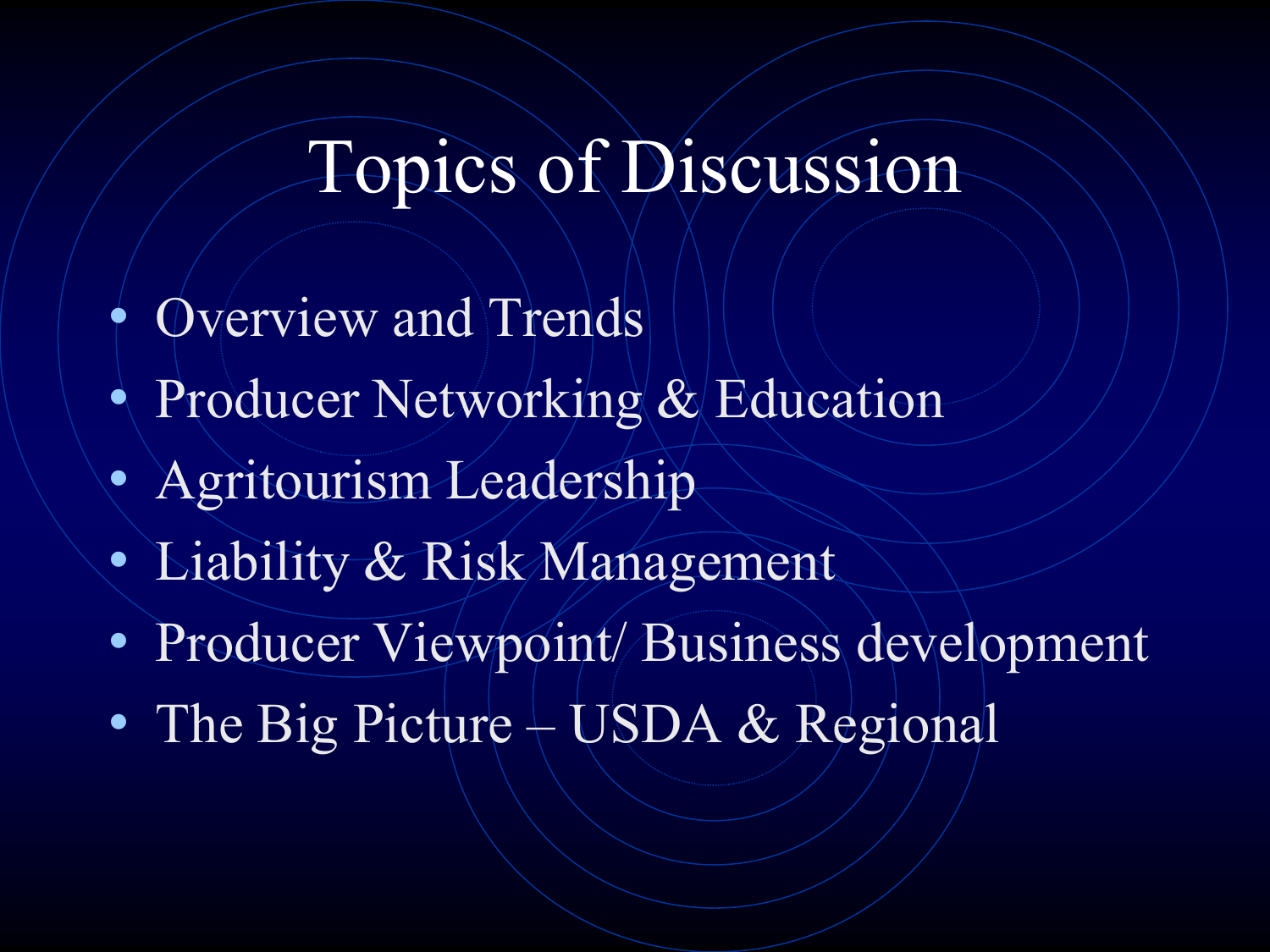# Topics of Discussion

- Overview and Trends
- Producer Networking & Education
- Agritourism Leadership
- Liability & Risk Management
- Producer Viewpoint/ Business development
- The Big Picture – USDA & Regional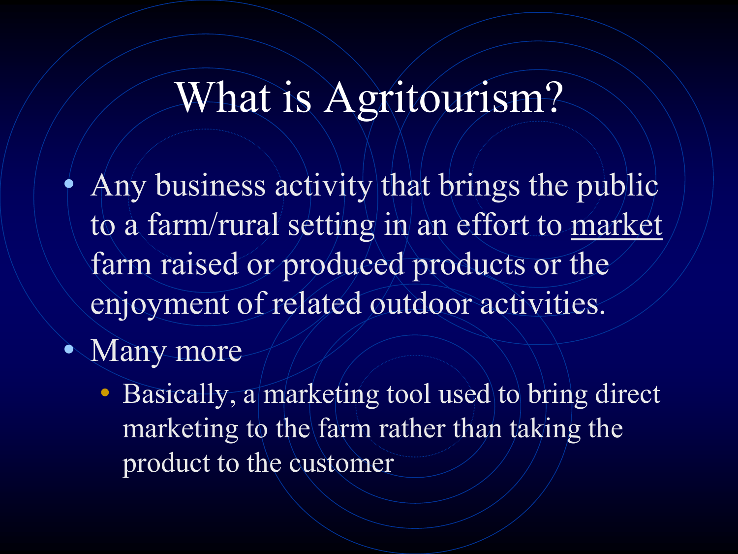# What is Agritourism?

- Any business activity that brings the public to a farm/rural setting in an effort to <u>market</u> farm raised or produced products or the enjoyment of related outdoor activities.
- Many more
  - Basically, a marketing tool used to bring direct marketing to the farm rather than taking the product to the customer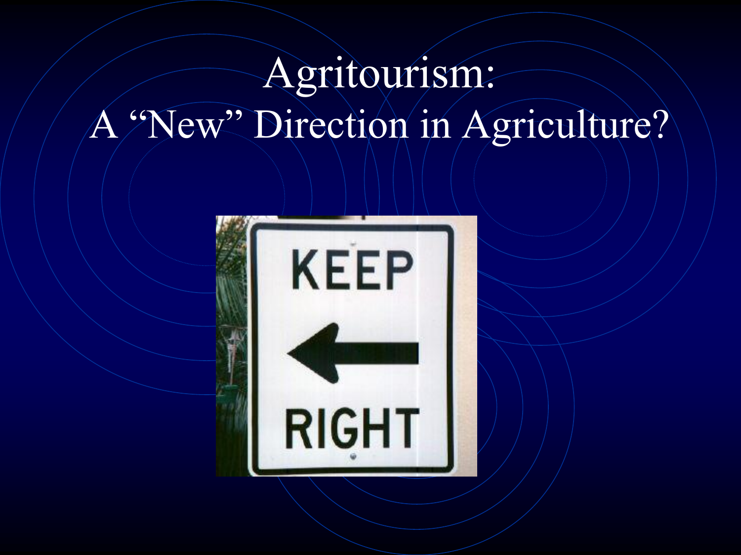# Agritourism:
# A “New” Direction in Agriculture?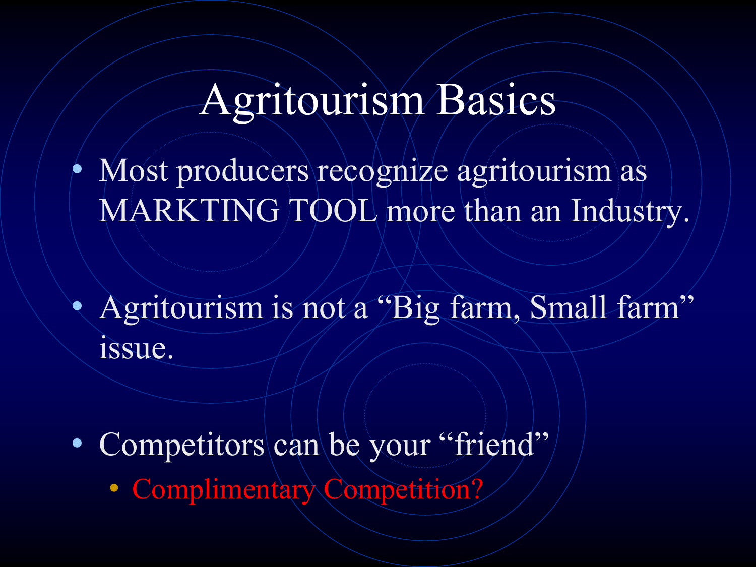# Agritourism Basics

- Most producers recognize agritourism as MARKTING TOOL more than an Industry.
- Agritourism is not a "Big farm, Small farm" issue.
- Competitors can be your "friend"
  - Complimentary Competition?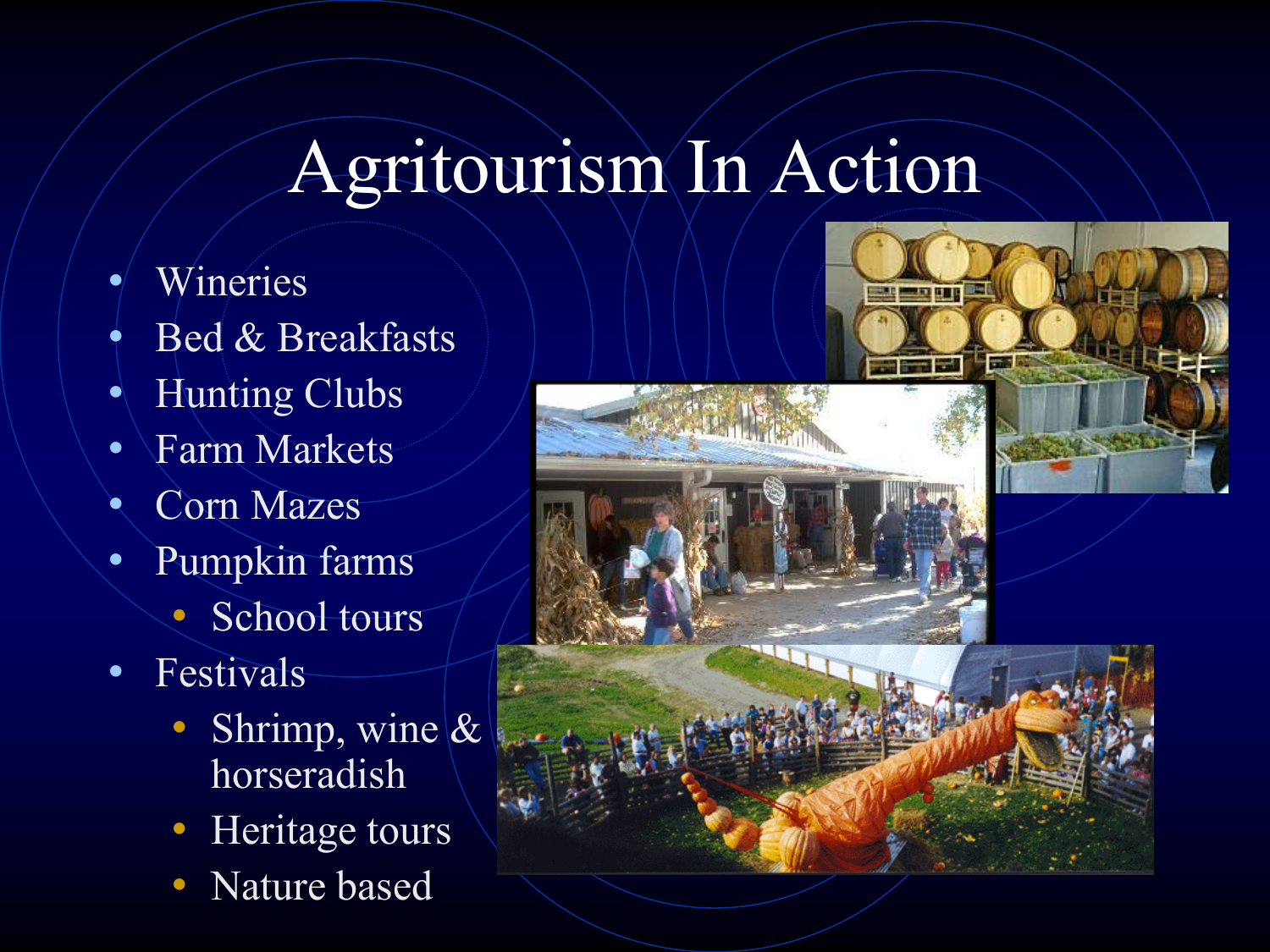# Agritourism In Action

- Wineries
- Bed & Breakfasts
- Hunting Clubs
- Farm Markets
- Corn Mazes
- Pumpkin farms
  - School tours
- Festivals
  - Shrimp, wine & horseradish
  - Heritage tours
  - Nature based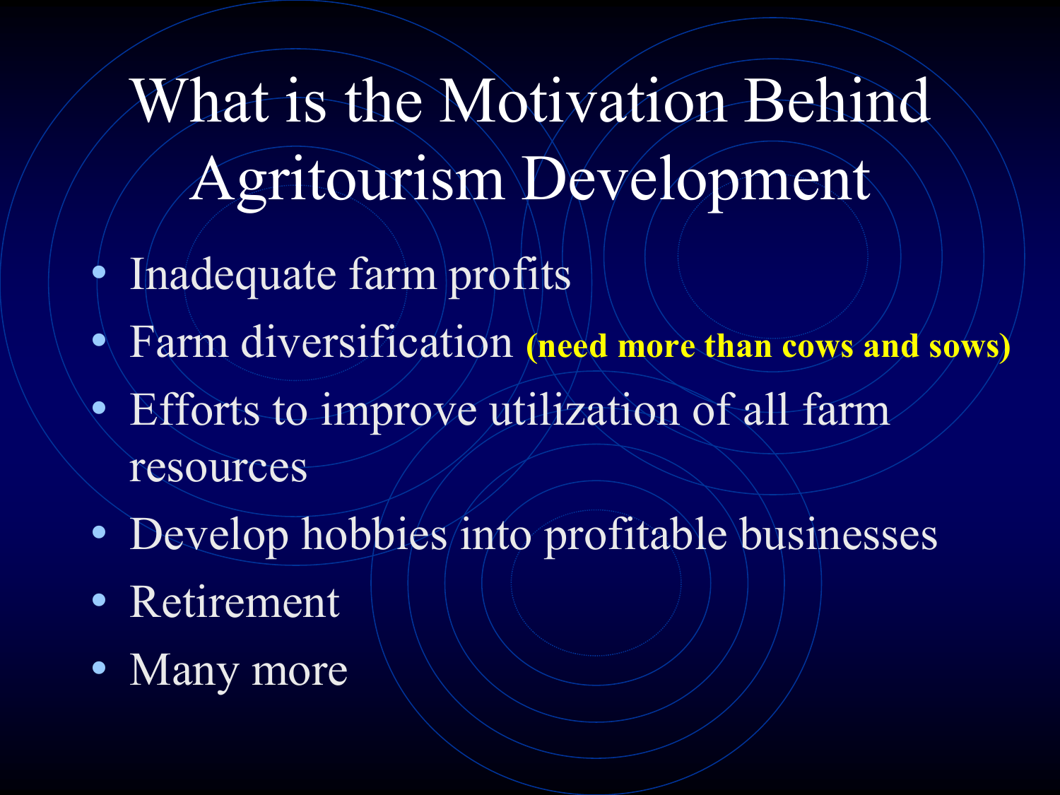# What is the Motivation Behind Agritourism Development

- Inadequate farm profits
- Farm diversification **(need more than cows and sows)**
- Efforts to improve utilization of all farm resources
- Develop hobbies into profitable businesses
- Retirement
- Many more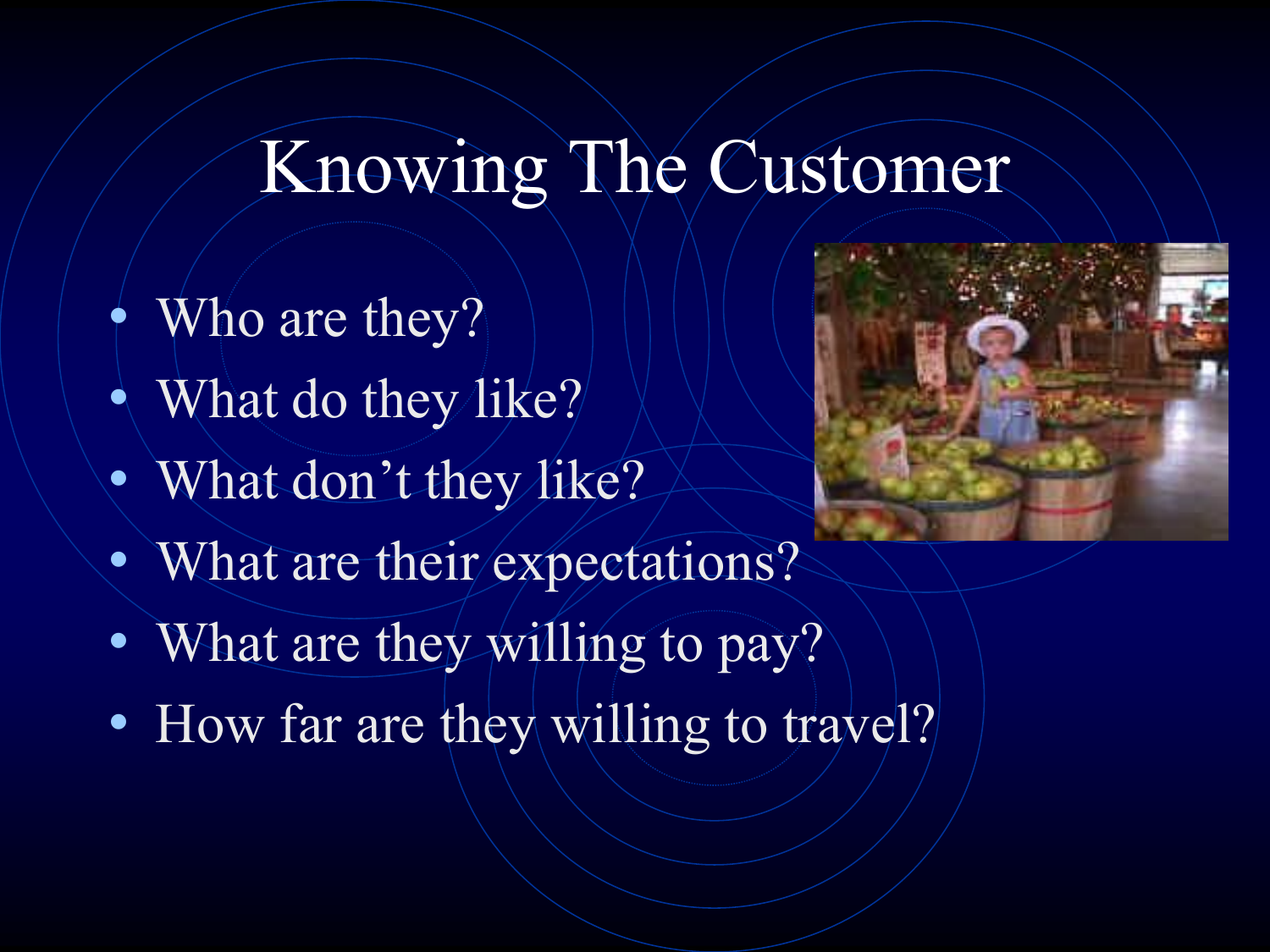# Knowing The Customer

- Who are they?
- What do they like?
- What don't they like?
- What are their expectations?
- What are they willing to pay?
- How far are they willing to travel?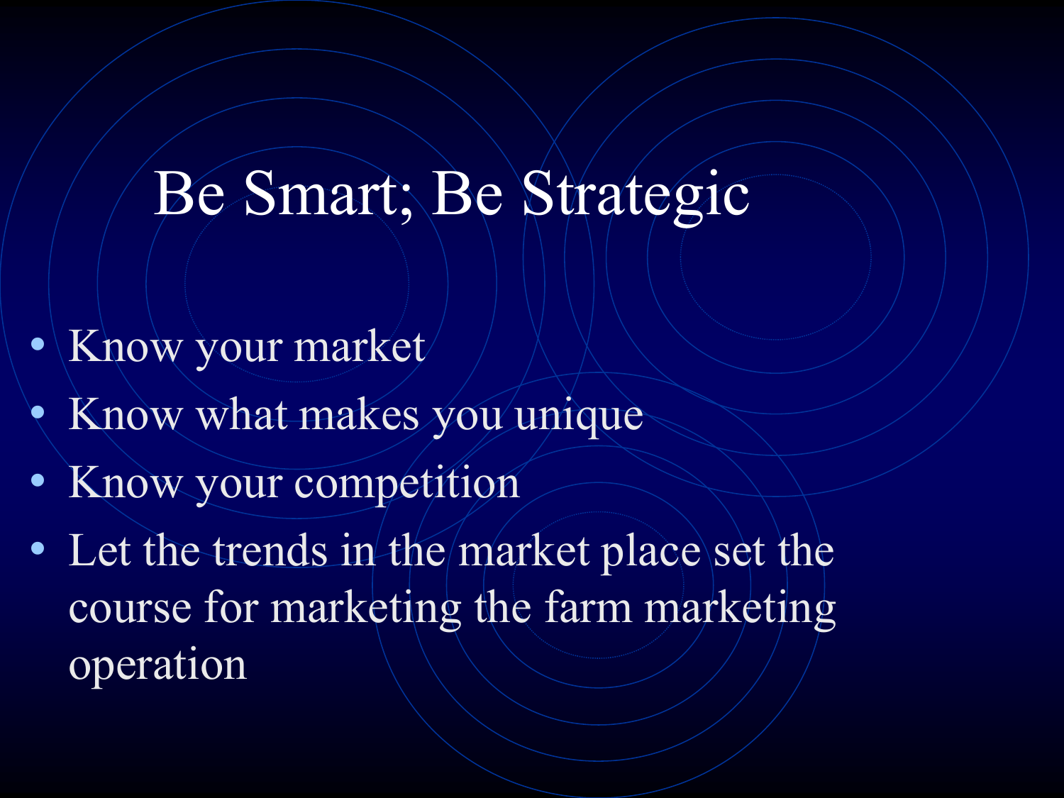# Be Smart; Be Strategic

- Know your market
- Know what makes you unique
- Know your competition
- Let the trends in the market place set the course for marketing the farm marketing operation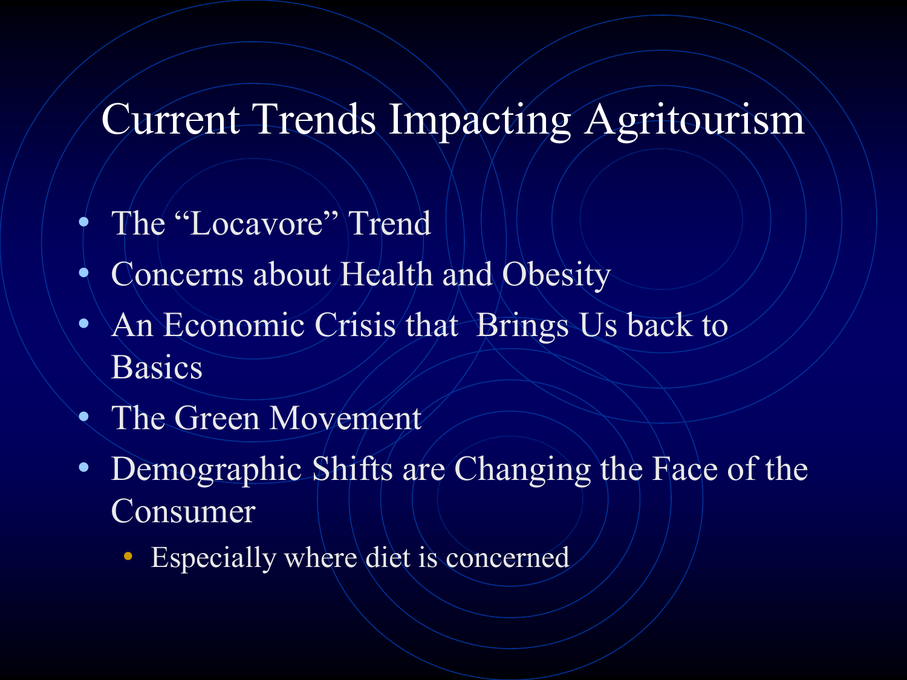# Current Trends Impacting Agritourism

- The “Locavore” Trend
- Concerns about Health and Obesity
- An Economic Crisis that  Brings Us back to Basics
- The Green Movement
- Demographic Shifts are Changing the Face of the Consumer
  - Especially where diet is concerned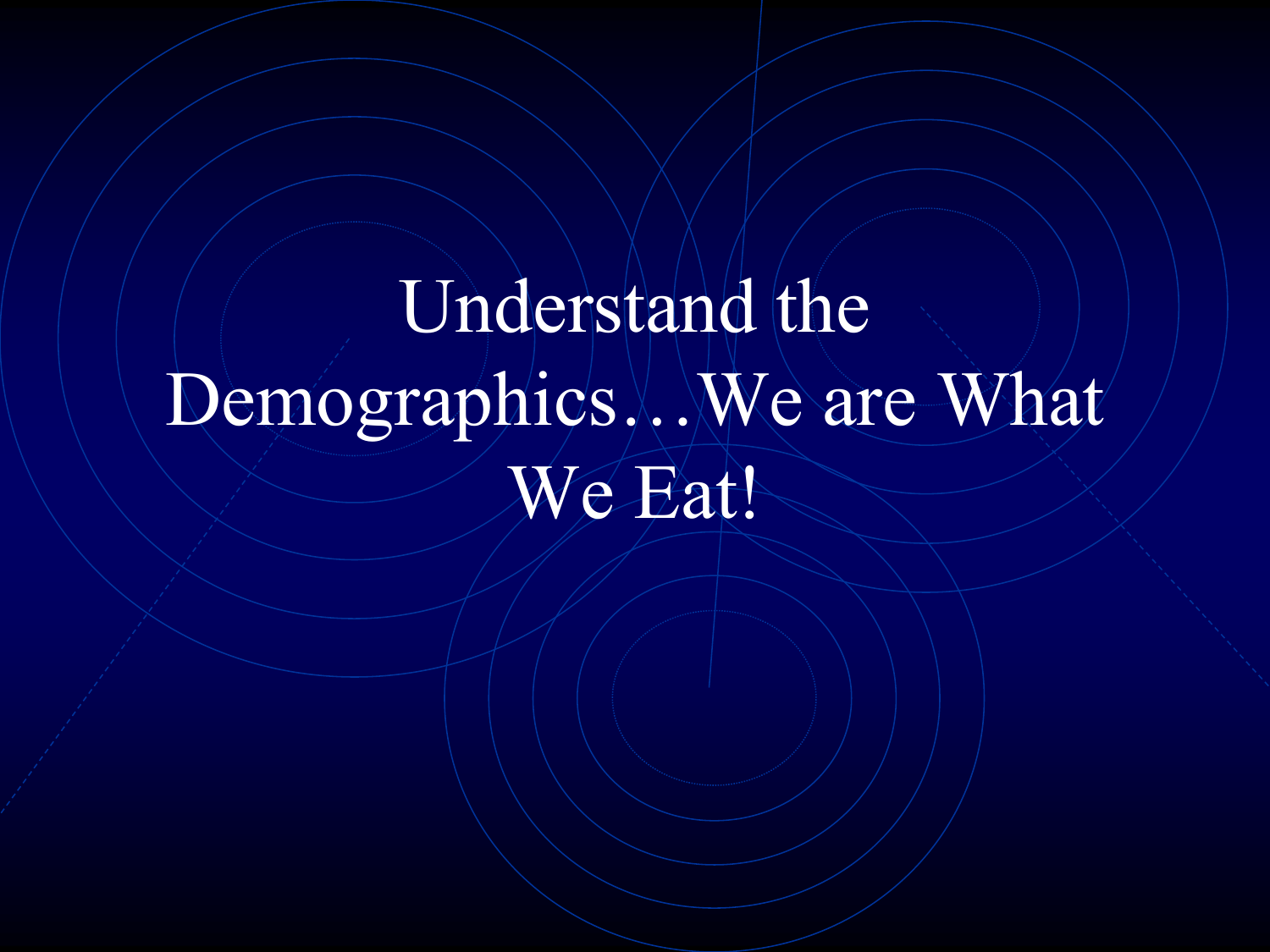# Understand the Demographics…We are What We Eat!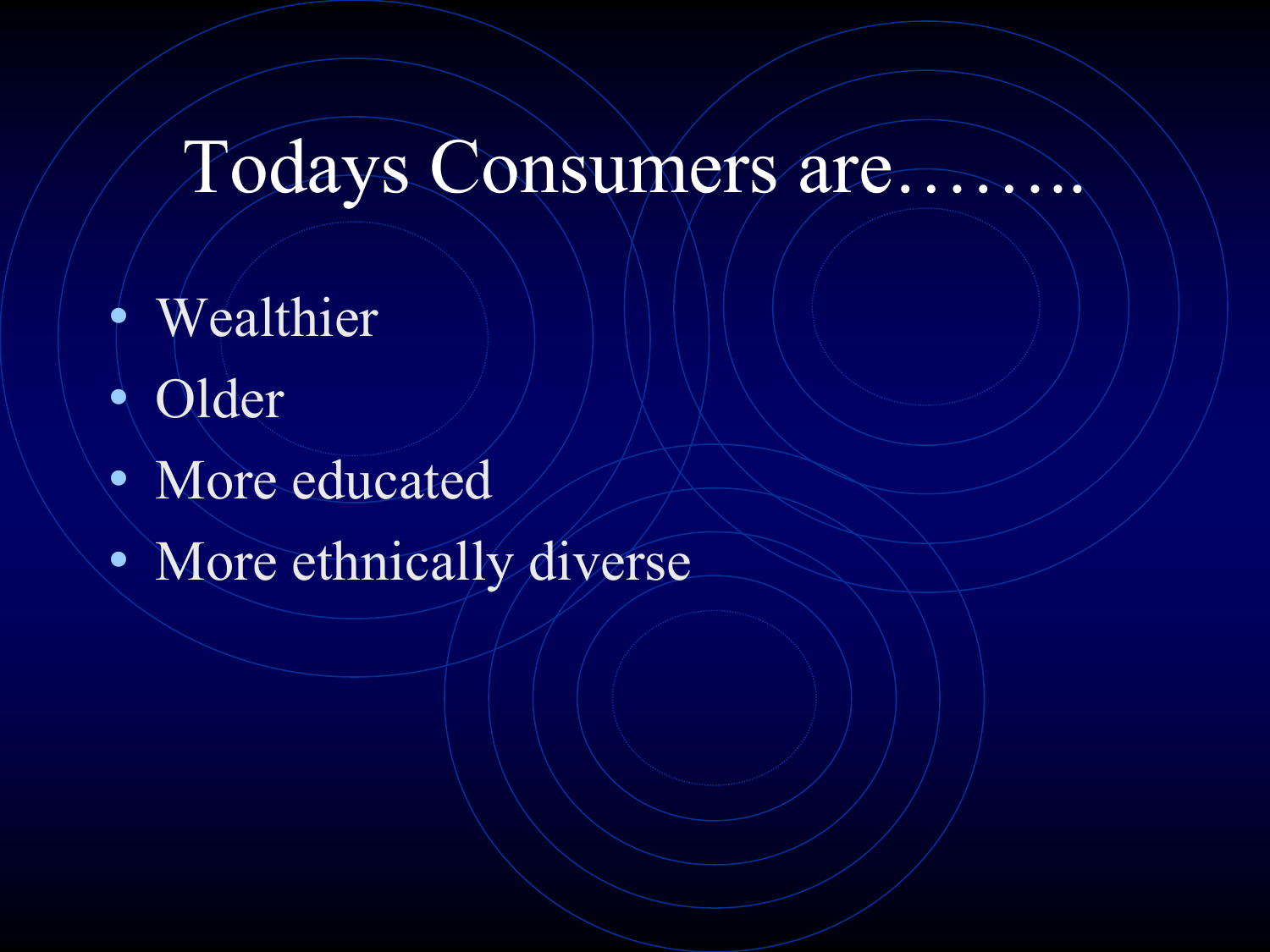# Todays Consumers are……..

- Wealthier
- Older
- More educated
- More ethnically diverse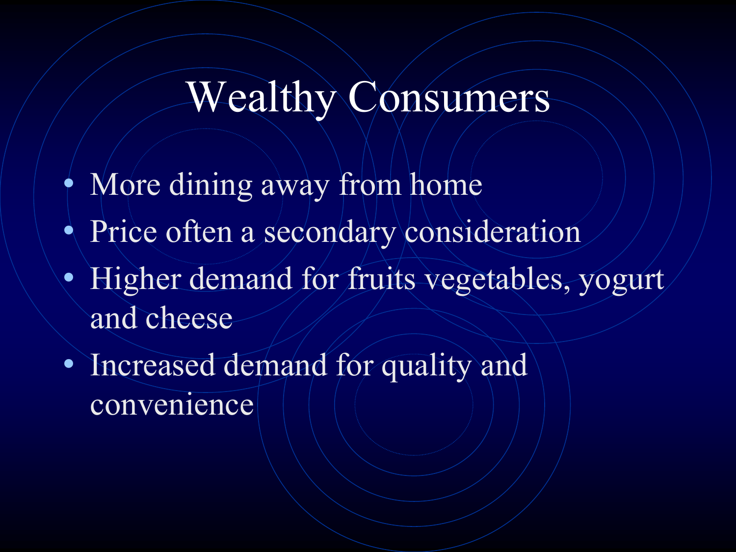# Wealthy Consumers

- More dining away from home
- Price often a secondary consideration
- Higher demand for fruits vegetables, yogurt and cheese
- Increased demand for quality and convenience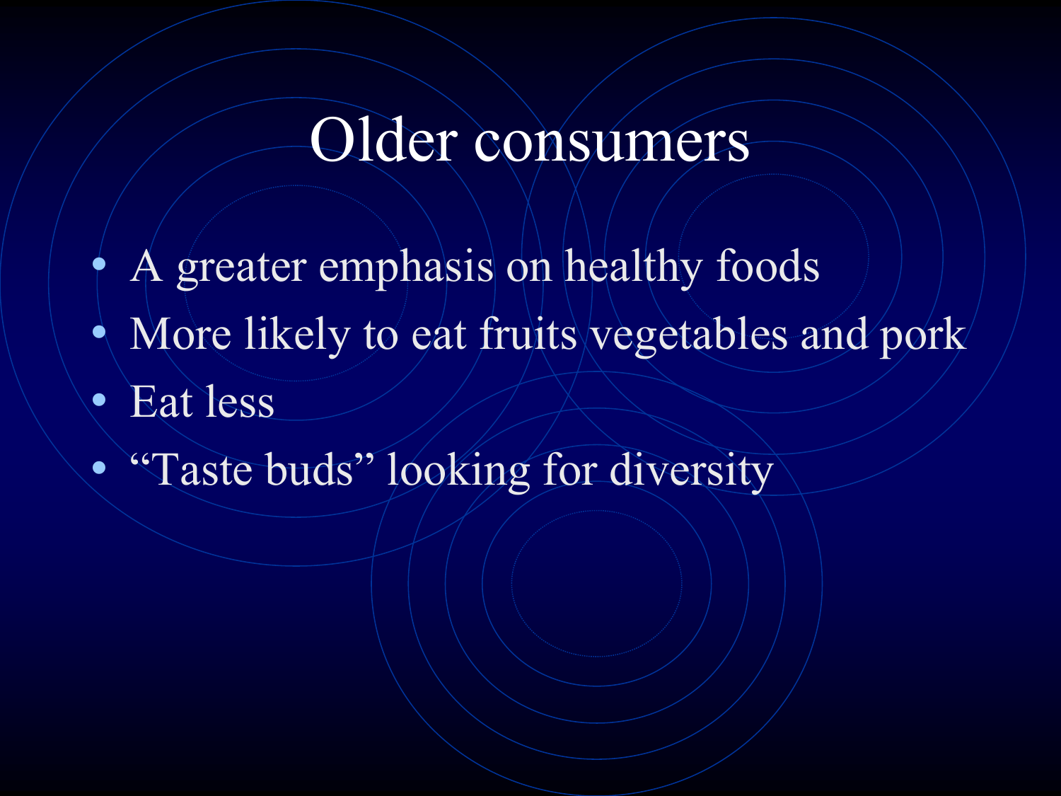# Older consumers

- A greater emphasis on healthy foods
- More likely to eat fruits vegetables and pork
- Eat less
- “Taste buds” looking for diversity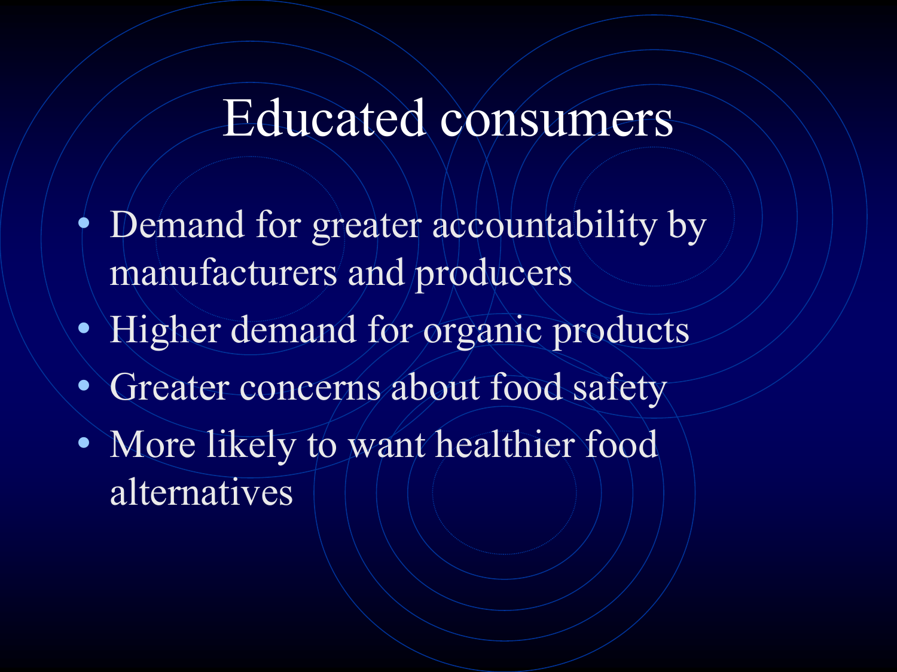# Educated consumers

- Demand for greater accountability by manufacturers and producers
- Higher demand for organic products
- Greater concerns about food safety
- More likely to want healthier food alternatives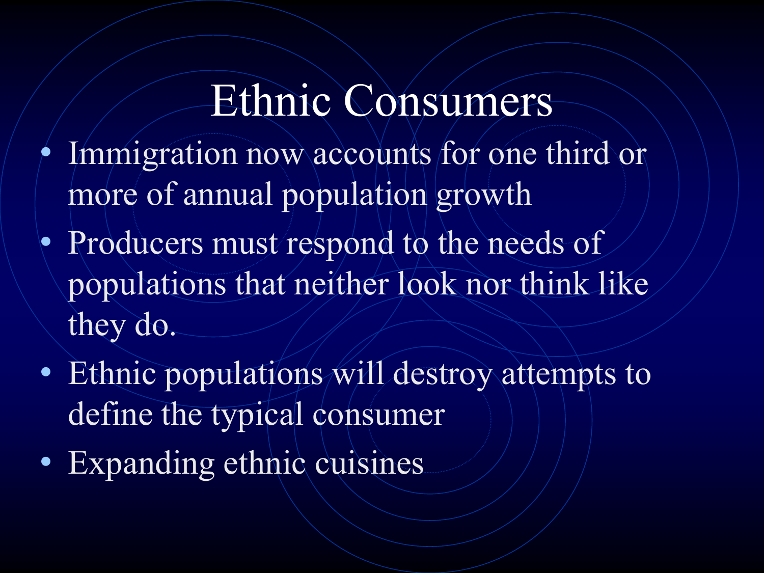# Ethnic Consumers

- Immigration now accounts for one third or more of annual population growth
- Producers must respond to the needs of populations that neither look nor think like they do.
- Ethnic populations will destroy attempts to define the typical consumer
- Expanding ethnic cuisines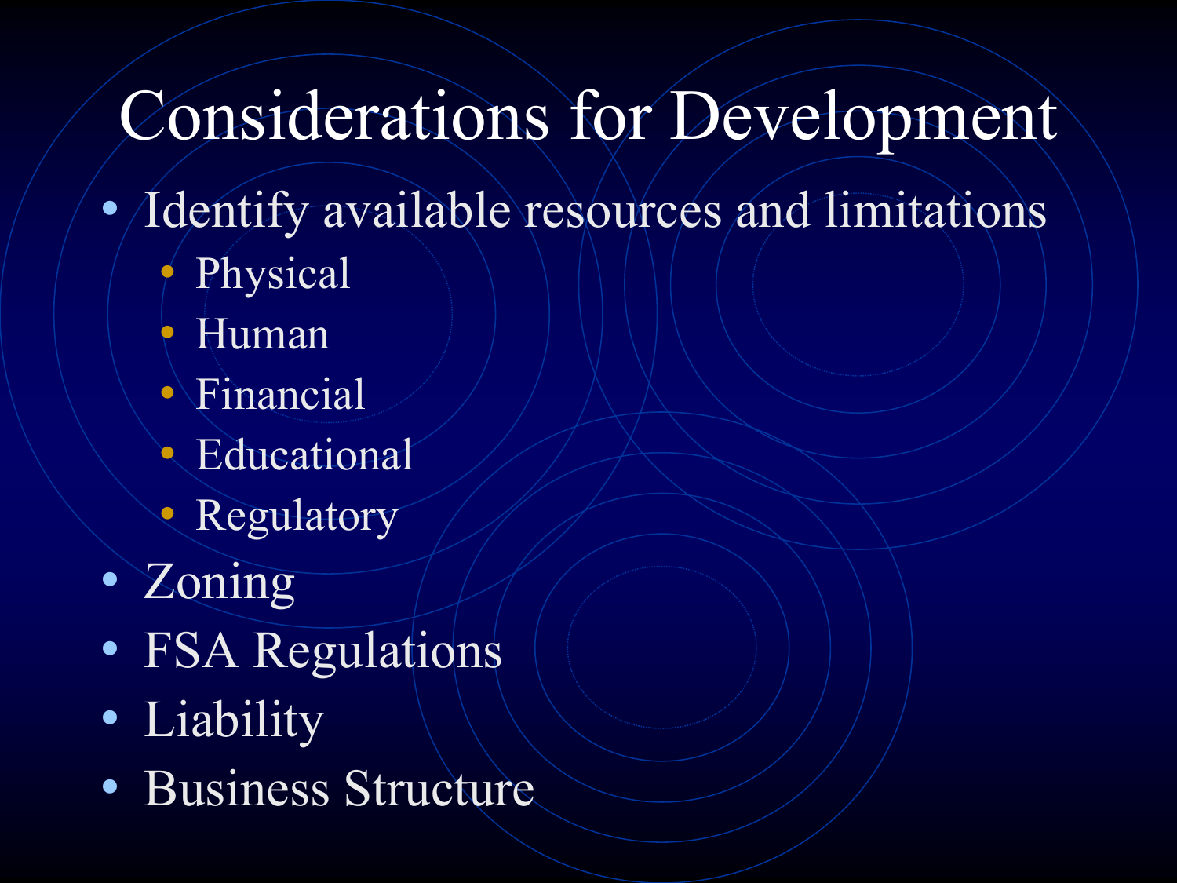# Considerations for Development

- Identify available resources and limitations
  - Physical
  - Human
  - Financial
  - Educational
  - Regulatory
- Zoning
- FSA Regulations
- Liability
- Business Structure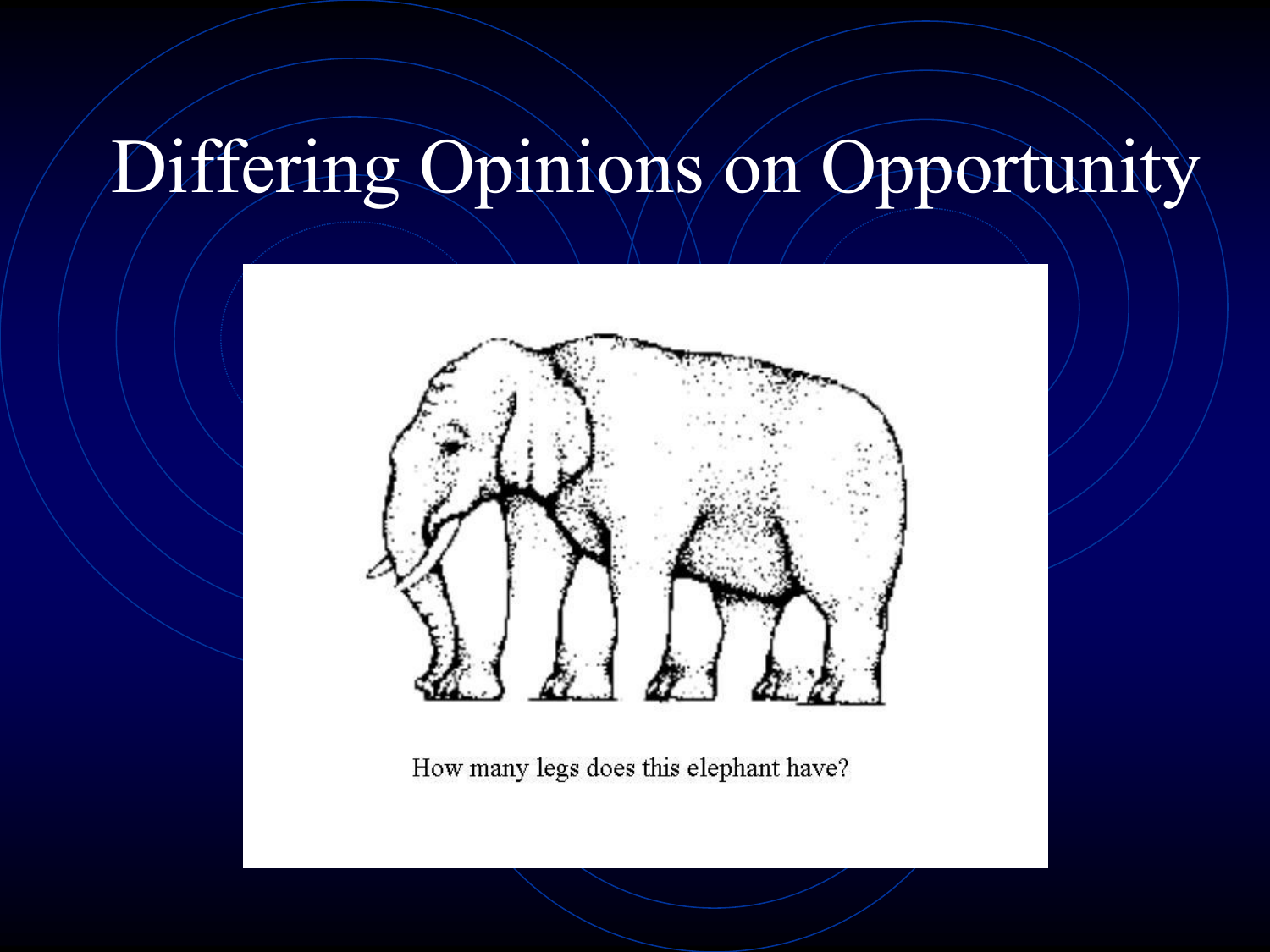# Differing Opinions on Opportunity

How many legs does this elephant have?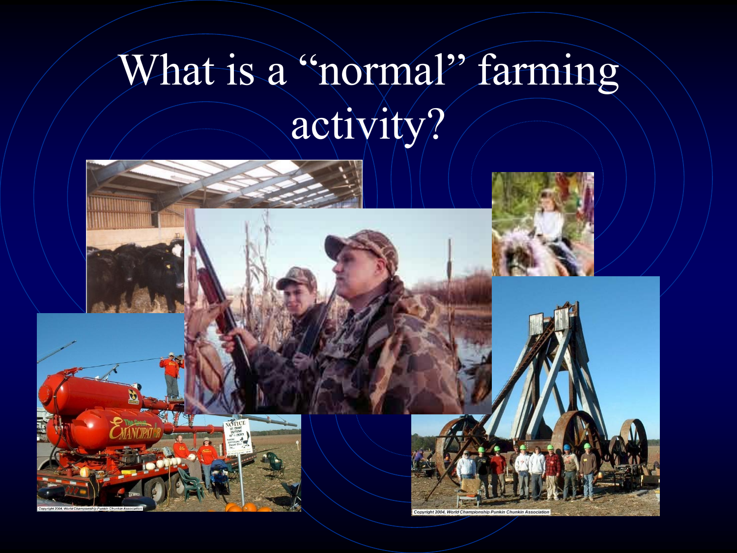# What is a "normal" farming activity?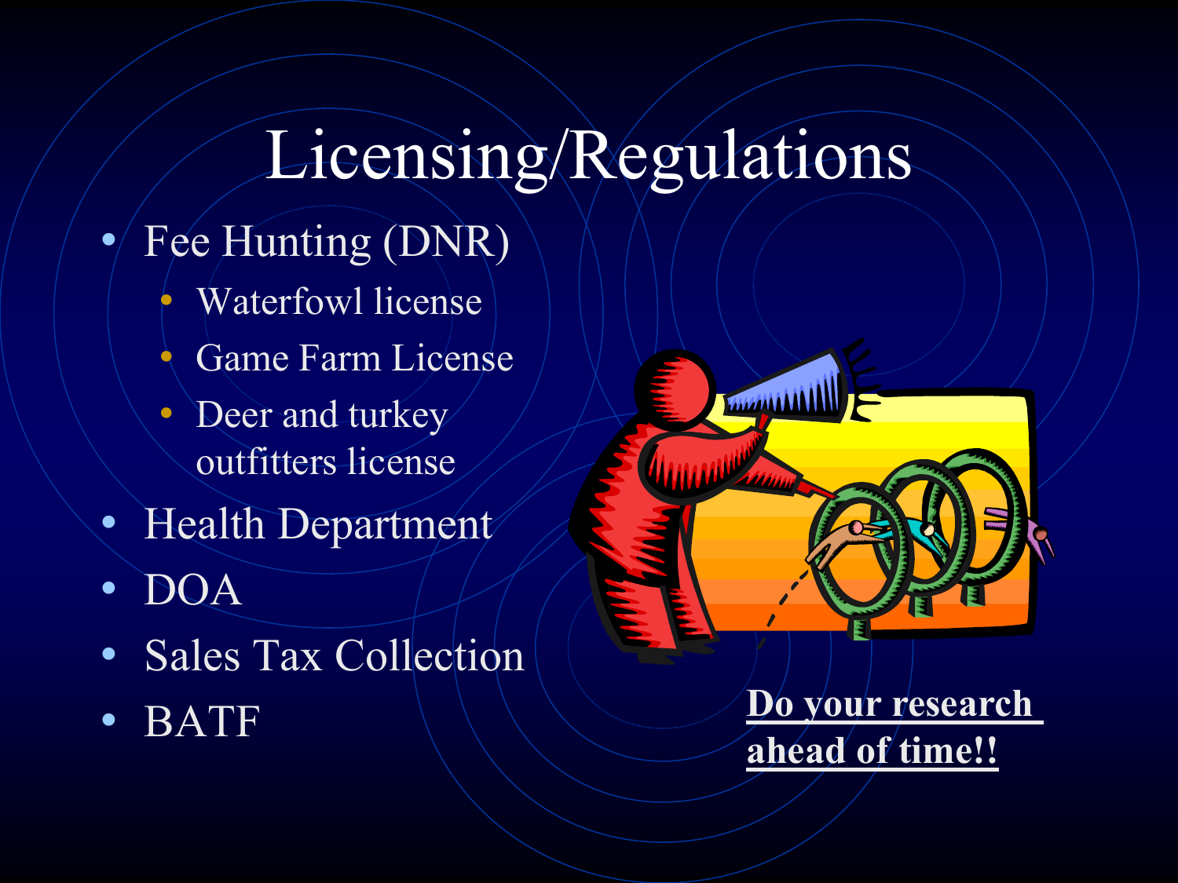# Licensing/Regulations

- Fee Hunting (DNR)
  - Waterfowl license
  - Game Farm License
  - Deer and turkey outfitters license
- Health Department
- DOA
- Sales Tax Collection
- BATF

**Do your research ahead of time!!**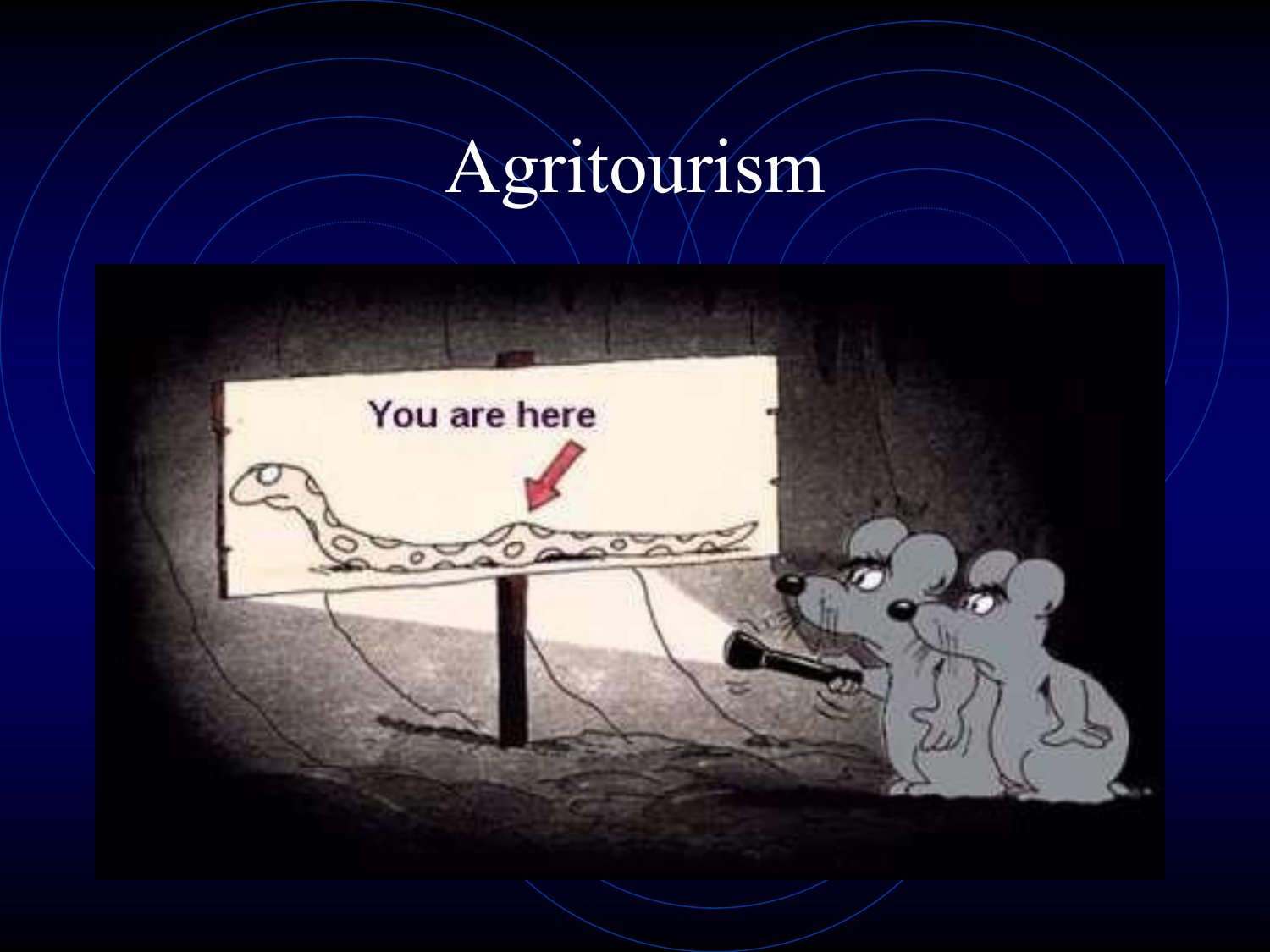# Agritourism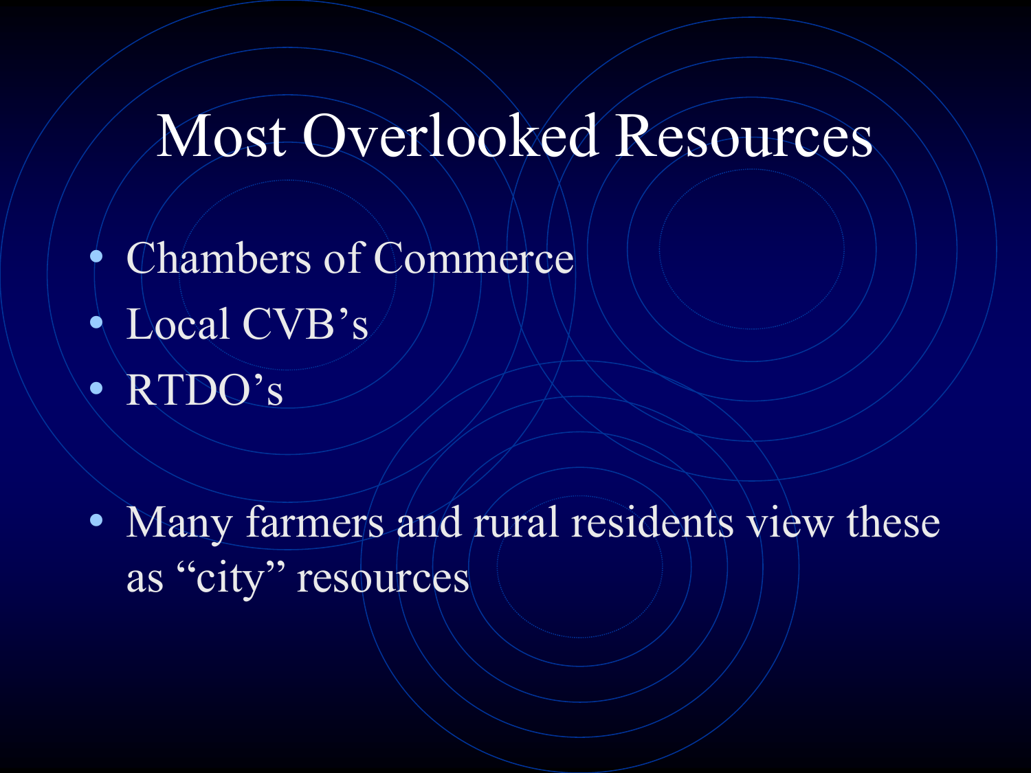# Most Overlooked Resources

- Chambers of Commerce
- Local CVB’s
- RTDO’s

- Many farmers and rural residents view these as “city” resources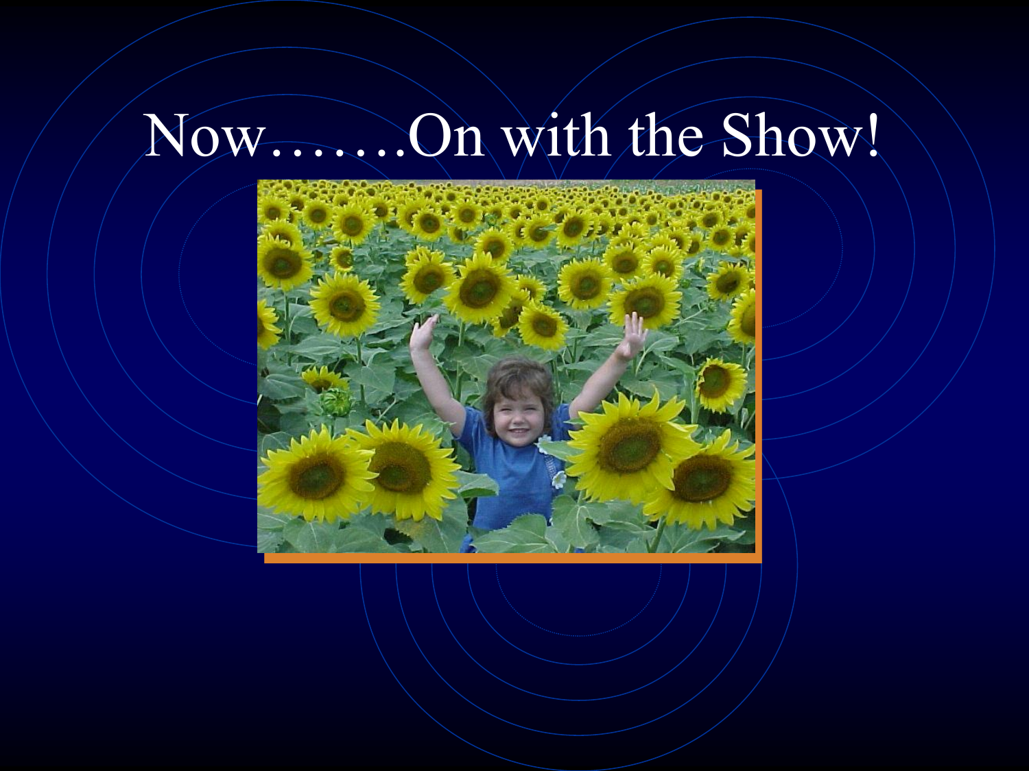# Now…….On with the Show!